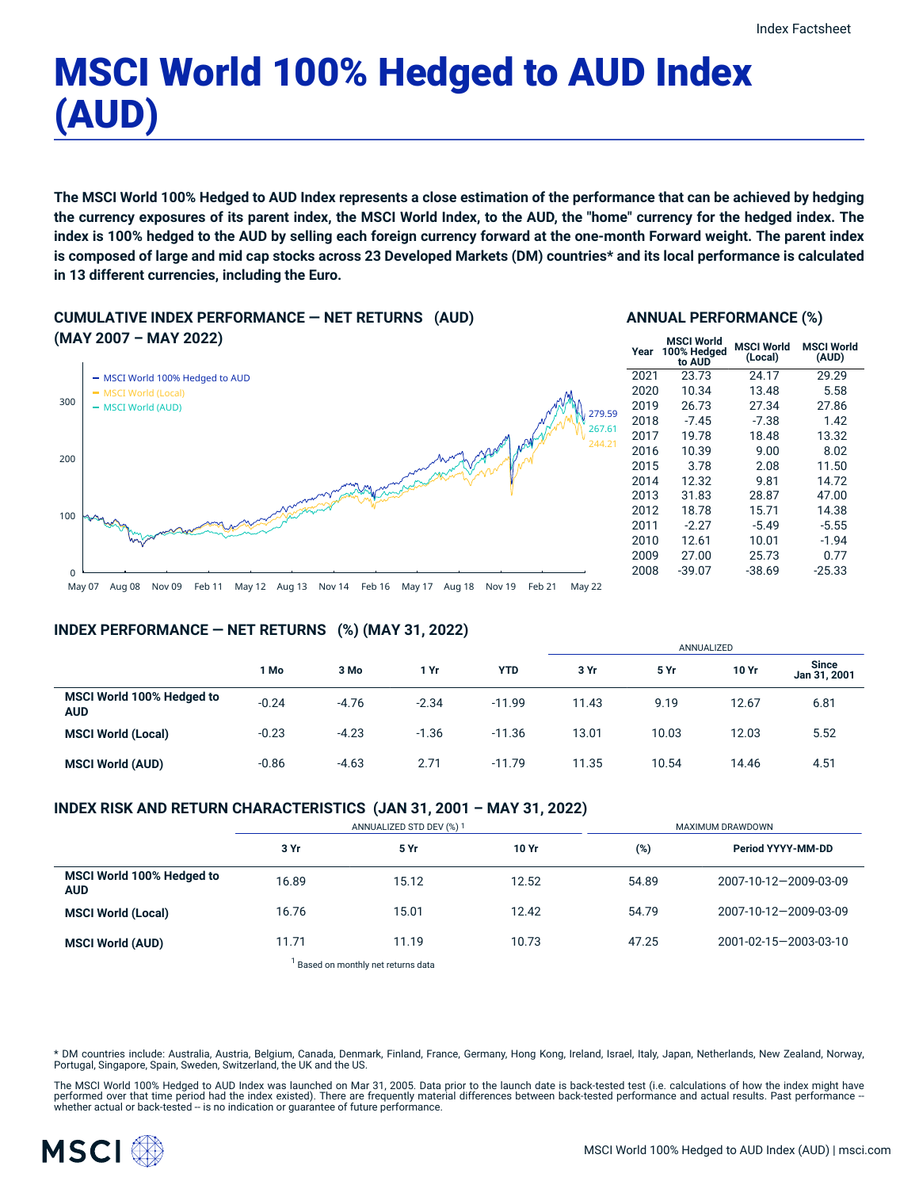# MSCI World 100% Hedged to AUD Index (AUD)

**The MSCI World 100% Hedged to AUD Index represents a close estimation of the performance that can be achieved by hedging the currency exposures of its parent index, the MSCI World Index, to the AUD, the "home" currency for the hedged index. The index is 100% hedged to the AUD by selling each foreign currency forward at the one-month Forward weight. The parent index is composed of large and mid cap stocks across 23 Developed Markets (DM) countries* and its local performance is calculated in 13 different currencies, including the Euro.**

## CUMULATIVE INDEX PERFORMANCE — NET RETURNS (AUD) (MAY 2007 – MAY 2022)

- MSCI World 100% Hedged to AUD: 279.59
- MSCI World (Local): 244.21
- MSCI World (AUD): 267.61

## ANNUAL PERFORMANCE (%)

| Year | MSCI World 100% Hedged to AUD | MSCI World (Local) | MSCI World (AUD) |
|---|---|---|---|
| 2021 | 23.73 | 24.17 | 29.29 |
| 2020 | 10.34 | 13.48 | 5.58 |
| 2019 | 26.73 | 27.34 | 27.86 |
| 2018 | -7.45 | -7.38 | 1.42 |
| 2017 | 19.78 | 18.48 | 13.32 |
| 2016 | 10.39 | 9.00 | 8.02 |
| 2015 | 3.78 | 2.08 | 11.50 |
| 2014 | 12.32 | 9.81 | 14.72 |
| 2013 | 31.83 | 28.87 | 47.00 |
| 2012 | 18.78 | 15.71 | 14.38 |
| 2011 | -2.27 | -5.49 | -5.55 |
| 2010 | 12.61 | 10.01 | -1.94 |
| 2009 | 27.00 | 25.73 | 0.77 |
| 2008 | -39.07 | -38.69 | -25.33 |

## INDEX PERFORMANCE — NET RETURNS (%) (MAY 31, 2022)

| | 1 Mo | 3 Mo | 1 Yr | YTD | 3 Yr (Annualized) | 5 Yr (Annualized) | 10 Yr (Annualized) | Since Jan 31, 2001 (Annualized) |
|---|---|---|---|---|---|---|---|---|
| **MSCI World 100% Hedged to AUD** | -0.24 | -4.76 | -2.34 | -11.99 | 11.43 | 9.19 | 12.67 | 6.81 |
| **MSCI World (Local)** | -0.23 | -4.23 | -1.36 | -11.36 | 13.01 | 10.03 | 12.03 | 5.52 |
| **MSCI World (AUD)** | -0.86 | -4.63 | 2.71 | -11.79 | 11.35 | 10.54 | 14.46 | 4.51 |

## INDEX RISK AND RETURN CHARACTERISTICS (JAN 31, 2001 – MAY 31, 2022)

| | Annualized Std Dev (%) [1] | | | Maximum Drawdown | |
|---|---|---|---|---|---|
| | 3 Yr | 5 Yr | 10 Yr | (%) | Period YYYY-MM-DD |
| **MSCI World 100% Hedged to AUD** | 16.89 | 15.12 | 12.52 | 54.89 | 2007-10-12—2009-03-09 |
| **MSCI World (Local)** | 16.76 | 15.01 | 12.42 | 54.79 | 2007-10-12—2009-03-09 |
| **MSCI World (AUD)** | 11.71 | 11.19 | 10.73 | 47.25 | 2001-02-15—2003-03-10 |

[1] Based on monthly net returns data

* DM countries include: Australia, Austria, Belgium, Canada, Denmark, Finland, France, Germany, Hong Kong, Ireland, Israel, Italy, Japan, Netherlands, New Zealand, Norway, Portugal, Singapore, Spain, Sweden, Switzerland, the UK and the US.

The MSCI World 100% Hedged to AUD Index was launched on Mar 31, 2005. Data prior to the launch date is back-tested test (i.e. calculations of how the index might have performed over that time period had the index existed). There are frequently material differences between back-tested performance and actual results. Past performance -- whether actual or back-tested -- is no indication or guarantee of future performance.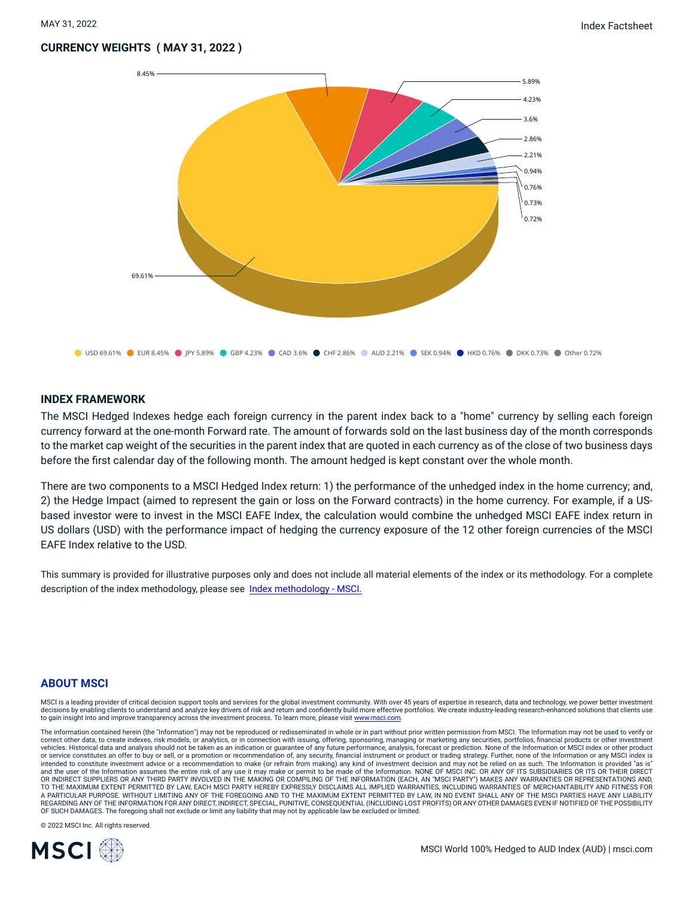## CURRENCY WEIGHTS ( MAY 31, 2022 )

8.45%
5.89%
4.23%
3.6%
2.86%
2.21%
0.94%
0.76%
0.73%
0.72%
69.61%

USD 69.61% EUR 8.45% JPY 5.89% GBP 4.23% CAD 3.6% CHF 2.86% AUD 2.21% SEK 0.94% HKD 0.76% DKK 0.73% Other 0.72%

## INDEX FRAMEWORK

The MSCI Hedged Indexes hedge each foreign currency in the parent index back to a "home" currency by selling each foreign currency forward at the one-month Forward rate. The amount of forwards sold on the last business day of the month corresponds to the market cap weight of the securities in the parent index that are quoted in each currency as of the close of two business days before the first calendar day of the following month. The amount hedged is kept constant over the whole month.

There are two components to a MSCI Hedged Index return: 1) the performance of the unhedged index in the home currency; and, 2) the Hedge Impact (aimed to represent the gain or loss on the Forward contracts) in the home currency. For example, if a US-based investor were to invest in the MSCI EAFE Index, the calculation would combine the unhedged MSCI EAFE index return in US dollars (USD) with the performance impact of hedging the currency exposure of the 12 other foreign currencies of the MSCI EAFE Index relative to the USD.

This summary is provided for illustrative purposes only and does not include all material elements of the index or its methodology. For a complete description of the index methodology, please see [Index methodology - MSCI.](Index methodology - MSCI.)

## ABOUT MSCI

MSCI is a leading provider of critical decision support tools and services for the global investment community. With over 45 years of expertise in research, data and technology, we power better investment decisions by enabling clients to understand and analyze key drivers of risk and return and confidently build more effective portfolios. We create industry-leading research-enhanced solutions that clients use to gain insight into and improve transparency across the investment process. To learn more, please visit www.msci.com.

The information contained herein (the "Information") may not be reproduced or redisseminated in whole or in part without prior written permission from MSCI. The Information may not be used to verify or correct other data, to create indexes, risk models, or analytics, or in connection with issuing, offering, sponsoring, managing or marketing any securities, portfolios, financial products or other investment vehicles. Historical data and analysis should not be taken as an indication or guarantee of any future performance, analysis, forecast or prediction. None of the Information or MSCI index or other product or service constitutes an offer to buy or sell, or a promotion or recommendation of, any security, financial instrument or product or trading strategy. Further, none of the Information or any MSCI index is intended to constitute investment advice or a recommendation to make (or refrain from making) any kind of investment decision and may not be relied on as such. The Information is provided "as is" and the user of the Information assumes the entire risk of any use it may make or permit to be made of the Information. NONE OF MSCI INC. OR ANY OF ITS SUBSIDIARIES OR ITS OR THEIR DIRECT OR INDIRECT SUPPLIERS OR ANY THIRD PARTY INVOLVED IN THE MAKING OR COMPILING OF THE INFORMATION (EACH, AN "MSCI PARTY") MAKES ANY WARRANTIES OR REPRESENTATIONS AND, TO THE MAXIMUM EXTENT PERMITTED BY LAW, EACH MSCI PARTY HEREBY EXPRESSLY DISCLAIMS ALL IMPLIED WARRANTIES, INCLUDING WARRANTIES OF MERCHANTABILITY AND FITNESS FOR A PARTICULAR PURPOSE. WITHOUT LIMITING ANY OF THE FOREGOING AND TO THE MAXIMUM EXTENT PERMITTED BY LAW, IN NO EVENT SHALL ANY OF THE MSCI PARTIES HAVE ANY LIABILITY REGARDING ANY OF THE INFORMATION FOR ANY DIRECT, INDIRECT, SPECIAL, PUNITIVE, CONSEQUENTIAL (INCLUDING LOST PROFITS) OR ANY OTHER DAMAGES EVEN IF NOTIFIED OF THE POSSIBILITY OF SUCH DAMAGES. The foregoing shall not exclude or limit any liability that may not by applicable law be excluded or limited.

© 2022 MSCI Inc. All rights reserved.